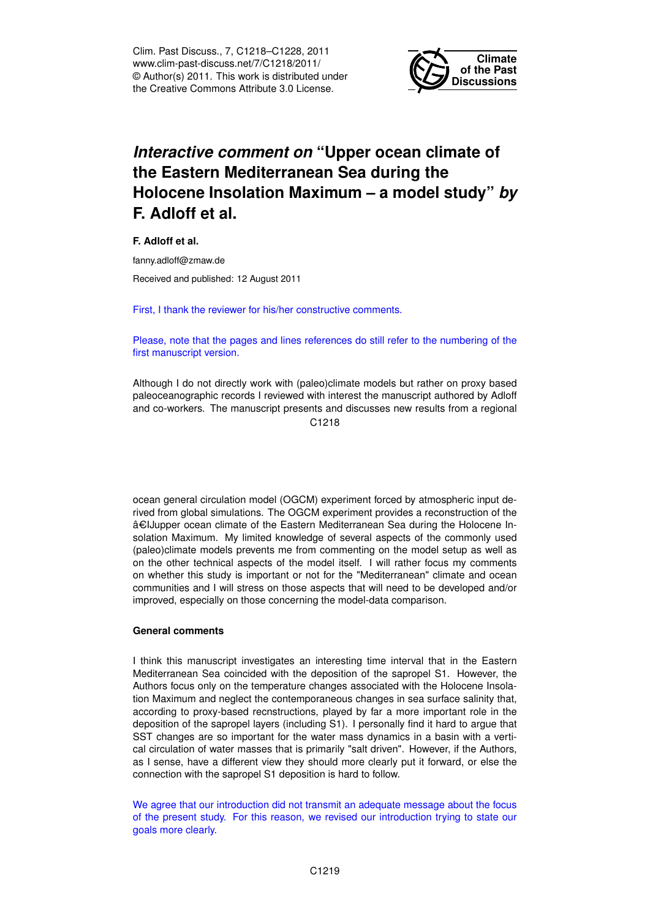# *Interactive comment on* "Upper ocean climate of the Eastern Mediterranean Sea during the Holocene Insolation Maximum – a model study" *by* F. Adloff et al.

**F. Adloff et al.**

fanny.adloff@zmaw.de

Received and published: 12 August 2011

First, I thank the reviewer for his/her constructive comments.

Please, note that the pages and lines references do still refer to the numbering of the first manuscript version.

Although I do not directly work with (paleo)climate models but rather on proxy based paleoceanographic records I reviewed with interest the manuscript authored by Adloff and co-workers. The manuscript presents and discusses new results from a regional ocean general circulation model (OGCM) experiment forced by atmospheric input derived from global simulations. The OGCM experiment provides a reconstruction of the â€IJupper ocean climate of the Eastern Mediterranean Sea during the Holocene Insolation Maximum. My limited knowledge of several aspects of the commonly used (paleo)climate models prevents me from commenting on the model setup as well as on the other technical aspects of the model itself. I will rather focus my comments on whether this study is important or not for the "Mediterranean" climate and ocean communities and I will stress on those aspects that will need to be developed and/or improved, especially on those concerning the model-data comparison.

### General comments

I think this manuscript investigates an interesting time interval that in the Eastern Mediterranean Sea coincided with the deposition of the sapropel S1. However, the Authors focus only on the temperature changes associated with the Holocene Insolation Maximum and neglect the contemporaneous changes in sea surface salinity that, according to proxy-based recnstructions, played by far a more important role in the deposition of the sapropel layers (including S1). I personally find it hard to argue that SST changes are so important for the water mass dynamics in a basin with a vertical circulation of water masses that is primarily "salt driven". However, if the Authors, as I sense, have a different view they should more clearly put it forward, or else the connection with the sapropel S1 deposition is hard to follow.

We agree that our introduction did not transmit an adequate message about the focus of the present study. For this reason, we revised our introduction trying to state our goals more clearly.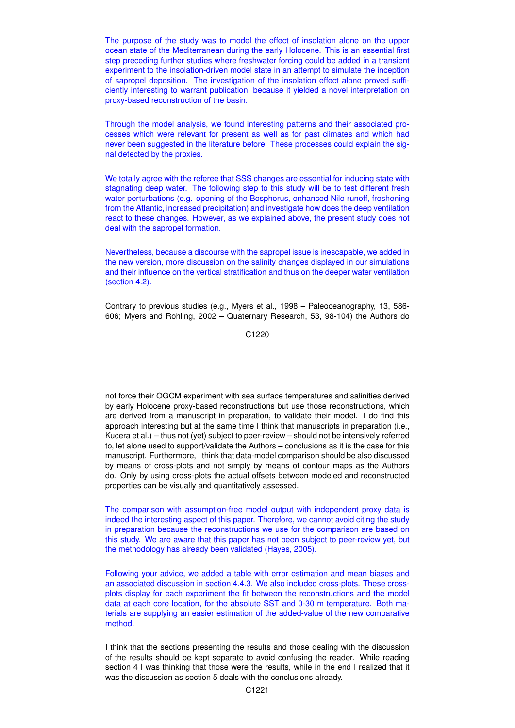The purpose of the study was to model the effect of insolation alone on the upper ocean state of the Mediterranean during the early Holocene. This is an essential first step preceding further studies where freshwater forcing could be added in a transient experiment to the insolation-driven model state in an attempt to simulate the inception of sapropel deposition. The investigation of the insolation effect alone proved sufficiently interesting to warrant publication, because it yielded a novel interpretation on proxy-based reconstruction of the basin.

Through the model analysis, we found interesting patterns and their associated processes which were relevant for present as well as for past climates and which had never been suggested in the literature before. These processes could explain the signal detected by the proxies.

We totally agree with the referee that SSS changes are essential for inducing state with stagnating deep water. The following step to this study will be to test different fresh water perturbations (e.g. opening of the Bosphorus, enhanced Nile runoff, freshening from the Atlantic, increased precipitation) and investigate how does the deep ventilation react to these changes. However, as we explained above, the present study does not deal with the sapropel formation.

Nevertheless, because a discourse with the sapropel issue is inescapable, we added in the new version, more discussion on the salinity changes displayed in our simulations and their influence on the vertical stratification and thus on the deeper water ventilation (section 4.2).

Contrary to previous studies (e.g., Myers et al., 1998 – Paleoceanography, 13, 586-606; Myers and Rohling, 2002 – Quaternary Research, 53, 98-104) the Authors do not force their OGCM experiment with sea surface temperatures and salinities derived by early Holocene proxy-based reconstructions but use those reconstructions, which are derived from a manuscript in preparation, to validate their model. I do find this approach interesting but at the same time I think that manuscripts in preparation (i.e., Kucera et al.) – thus not (yet) subject to peer-review – should not be intensively referred to, let alone used to support/validate the Authors – conclusions as it is the case for this manuscript. Furthermore, I think that data-model comparison should be also discussed by means of cross-plots and not simply by means of contour maps as the Authors do. Only by using cross-plots the actual offsets between modeled and reconstructed properties can be visually and quantitatively assessed.

The comparison with assumption-free model output with independent proxy data is indeed the interesting aspect of this paper. Therefore, we cannot avoid citing the study in preparation because the reconstructions we use for the comparison are based on this study. We are aware that this paper has not been subject to peer-review yet, but the methodology has already been validated (Hayes, 2005).

Following your advice, we added a table with error estimation and mean biases and an associated discussion in section 4.4.3. We also included cross-plots. These cross-plots display for each experiment the fit between the reconstructions and the model data at each core location, for the absolute SST and 0-30 m temperature. Both materials are supplying an easier estimation of the added-value of the new comparative method.

I think that the sections presenting the results and those dealing with the discussion of the results should be kept separate to avoid confusing the reader. While reading section 4 I was thinking that those were the results, while in the end I realized that it was the discussion as section 5 deals with the conclusions already.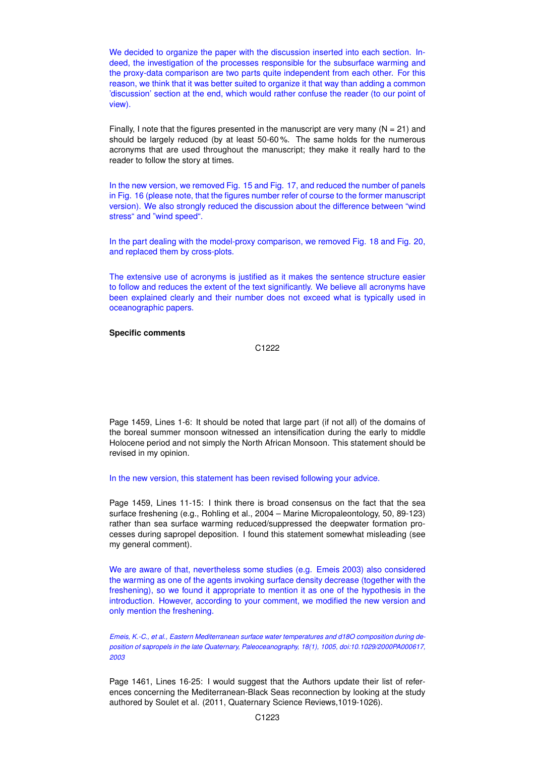We decided to organize the paper with the discussion inserted into each section. Indeed, the investigation of the processes responsible for the subsurface warming and the proxy-data comparison are two parts quite independent from each other. For this reason, we think that it was better suited to organize it that way than adding a common 'discussion' section at the end, which would rather confuse the reader (to our point of view).

Finally, I note that the figures presented in the manuscript are very many (N = 21) and should be largely reduced (by at least 50-60 %. The same holds for the numerous acronyms that are used throughout the manuscript; they make it really hard to the reader to follow the story at times.

In the new version, we removed Fig. 15 and Fig. 17, and reduced the number of panels in Fig. 16 (please note, that the figures number refer of course to the former manuscript version). We also strongly reduced the discussion about the difference between "wind stress" and "wind speed".

In the part dealing with the model-proxy comparison, we removed Fig. 18 and Fig. 20, and replaced them by cross-plots.

The extensive use of acronyms is justified as it makes the sentence structure easier to follow and reduces the extent of the text significantly. We believe all acronyms have been explained clearly and their number does not exceed what is typically used in oceanographic papers.

**Specific comments**

Page 1459, Lines 1-6: It should be noted that large part (if not all) of the domains of the boreal summer monsoon witnessed an intensification during the early to middle Holocene period and not simply the North African Monsoon. This statement should be revised in my opinion.

In the new version, this statement has been revised following your advice.

Page 1459, Lines 11-15: I think there is broad consensus on the fact that the sea surface freshening (e.g., Rohling et al., 2004 – Marine Micropaleontology, 50, 89-123) rather than sea surface warming reduced/suppressed the deepwater formation processes during sapropel deposition. I found this statement somewhat misleading (see my general comment).

We are aware of that, nevertheless some studies (e.g. Emeis 2003) also considered the warming as one of the agents invoking surface density decrease (together with the freshening), so we found it appropriate to mention it as one of the hypothesis in the introduction. However, according to your comment, we modified the new version and only mention the freshening.

*Emeis, K.-C., et al., Eastern Mediterranean surface water temperatures and d18O composition during deposition of sapropels in the late Quaternary, Paleoceanography, 18(1), 1005, doi:10.1029/2000PA000617, 2003*

Page 1461, Lines 16-25: I would suggest that the Authors update their list of references concerning the Mediterranean-Black Seas reconnection by looking at the study authored by Soulet et al. (2011, Quaternary Science Reviews,1019-1026).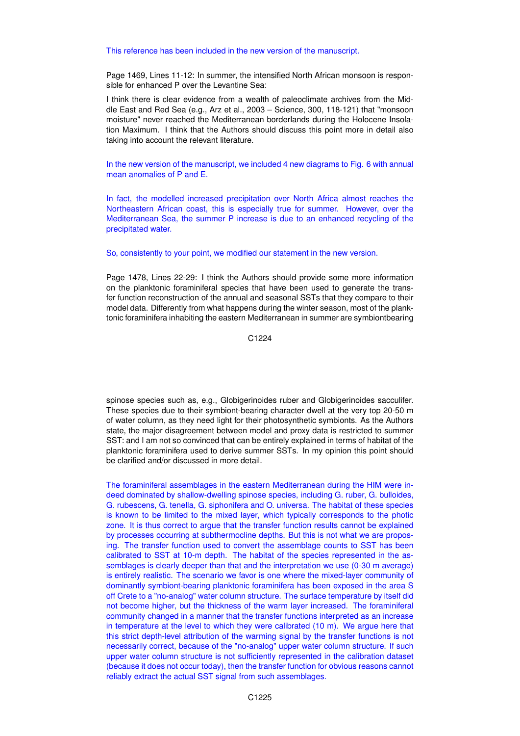This reference has been included in the new version of the manuscript.

Page 1469, Lines 11-12: In summer, the intensified North African monsoon is responsible for enhanced P over the Levantine Sea:

I think there is clear evidence from a wealth of paleoclimate archives from the Middle East and Red Sea (e.g., Arz et al., 2003 – Science, 300, 118-121) that "monsoon moisture" never reached the Mediterranean borderlands during the Holocene Insolation Maximum. I think that the Authors should discuss this point more in detail also taking into account the relevant literature.

In the new version of the manuscript, we included 4 new diagrams to Fig. 6 with annual mean anomalies of P and E.

In fact, the modelled increased precipitation over North Africa almost reaches the Northeastern African coast, this is especially true for summer. However, over the Mediterranean Sea, the summer P increase is due to an enhanced recycling of the precipitated water.

So, consistently to your point, we modified our statement in the new version.

Page 1478, Lines 22-29: I think the Authors should provide some more information on the planktonic foraminiferal species that have been used to generate the transfer function reconstruction of the annual and seasonal SSTs that they compare to their model data. Differently from what happens during the winter season, most of the planktonic foraminifera inhabiting the eastern Mediterranean in summer are symbiontbearing spinose species such as, e.g., Globigerinoides ruber and Globigerinoides sacculifer. These species due to their symbiont-bearing character dwell at the very top 20-50 m of water column, as they need light for their photosynthetic symbionts. As the Authors state, the major disagreement between model and proxy data is restricted to summer SST: and I am not so convinced that can be entirely explained in terms of habitat of the planktonic foraminifera used to derive summer SSTs. In my opinion this point should be clarified and/or discussed in more detail.

The foraminiferal assemblages in the eastern Mediterranean during the HIM were indeed dominated by shallow-dwelling spinose species, including G. ruber, G. bulloides, G. rubescens, G. tenella, G. siphonifera and O. universa. The habitat of these species is known to be limited to the mixed layer, which typically corresponds to the photic zone. It is thus correct to argue that the transfer function results cannot be explained by processes occurring at subthermocline depths. But this is not what we are proposing. The transfer function used to convert the assemblage counts to SST has been calibrated to SST at 10-m depth. The habitat of the species represented in the assemblages is clearly deeper than that and the interpretation we use (0-30 m average) is entirely realistic. The scenario we favor is one where the mixed-layer community of dominantly symbiont-bearing planktonic foraminifera has been exposed in the area S off Crete to a "no-analog" water column structure. The surface temperature by itself did not become higher, but the thickness of the warm layer increased. The foraminiferal community changed in a manner that the transfer functions interpreted as an increase in temperature at the level to which they were calibrated (10 m). We argue here that this strict depth-level attribution of the warming signal by the transfer functions is not necessarily correct, because of the "no-analog" upper water column structure. If such upper water column structure is not sufficiently represented in the calibration dataset (because it does not occur today), then the transfer function for obvious reasons cannot reliably extract the actual SST signal from such assemblages.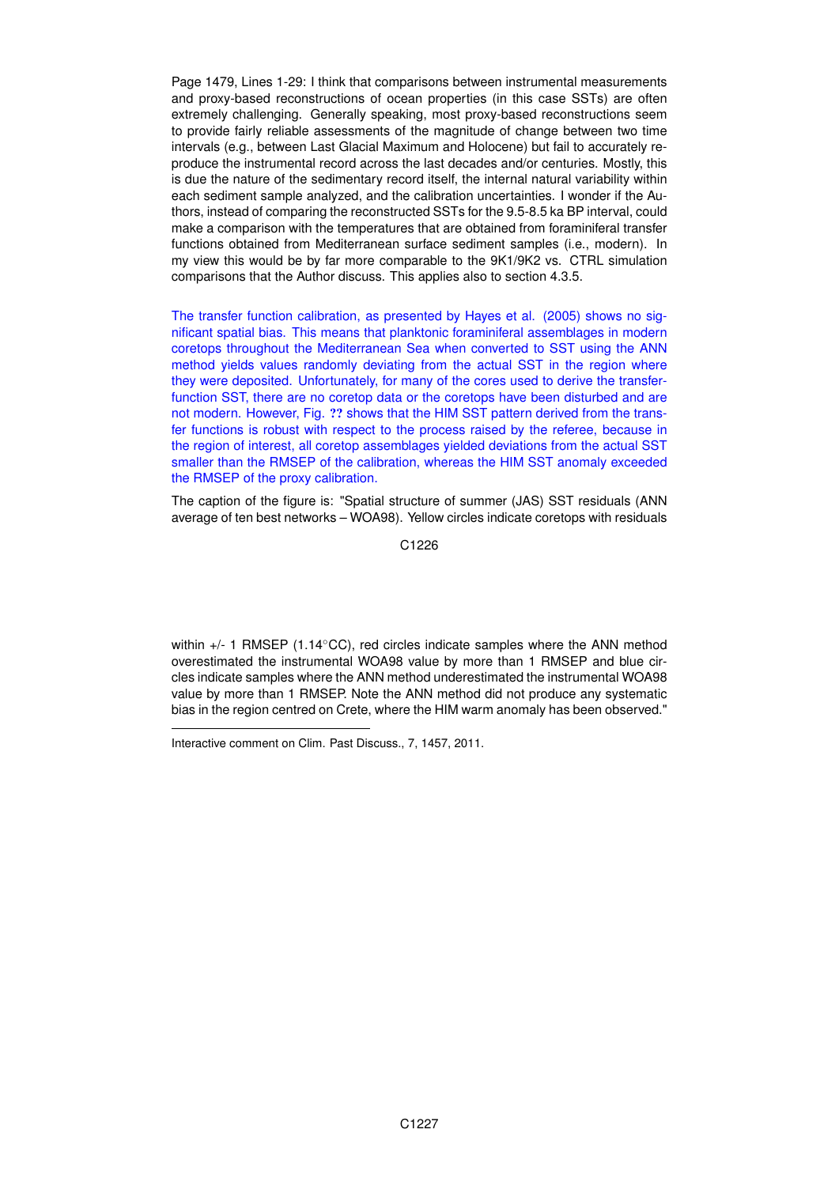Page 1479, Lines 1-29: I think that comparisons between instrumental measurements and proxy-based reconstructions of ocean properties (in this case SSTs) are often extremely challenging. Generally speaking, most proxy-based reconstructions seem to provide fairly reliable assessments of the magnitude of change between two time intervals (e.g., between Last Glacial Maximum and Holocene) but fail to accurately reproduce the instrumental record across the last decades and/or centuries. Mostly, this is due the nature of the sedimentary record itself, the internal natural variability within each sediment sample analyzed, and the calibration uncertainties. I wonder if the Authors, instead of comparing the reconstructed SSTs for the 9.5-8.5 ka BP interval, could make a comparison with the temperatures that are obtained from foraminiferal transfer functions obtained from Mediterranean surface sediment samples (i.e., modern). In my view this would be by far more comparable to the 9K1/9K2 vs. CTRL simulation comparisons that the Author discuss. This applies also to section 4.3.5.

The transfer function calibration, as presented by Hayes et al. (2005) shows no significant spatial bias. This means that planktonic foraminiferal assemblages in modern coretops throughout the Mediterranean Sea when converted to SST using the ANN method yields values randomly deviating from the actual SST in the region where they were deposited. Unfortunately, for many of the cores used to derive the transfer-function SST, there are no coretop data or the coretops have been disturbed and are not modern. However, Fig. ?? shows that the HIM SST pattern derived from the transfer functions is robust with respect to the process raised by the referee, because in the region of interest, all coretop assemblages yielded deviations from the actual SST smaller than the RMSEP of the calibration, whereas the HIM SST anomaly exceeded the RMSEP of the proxy calibration.

The caption of the figure is: "Spatial structure of summer (JAS) SST residuals (ANN average of ten best networks – WOA98). Yellow circles indicate coretops with residuals within +/- 1 RMSEP (1.14°CC), red circles indicate samples where the ANN method overestimated the instrumental WOA98 value by more than 1 RMSEP and blue circles indicate samples where the ANN method underestimated the instrumental WOA98 value by more than 1 RMSEP. Note the ANN method did not produce any systematic bias in the region centred on Crete, where the HIM warm anomaly has been observed."

---

Interactive comment on Clim. Past Discuss., 7, 1457, 2011.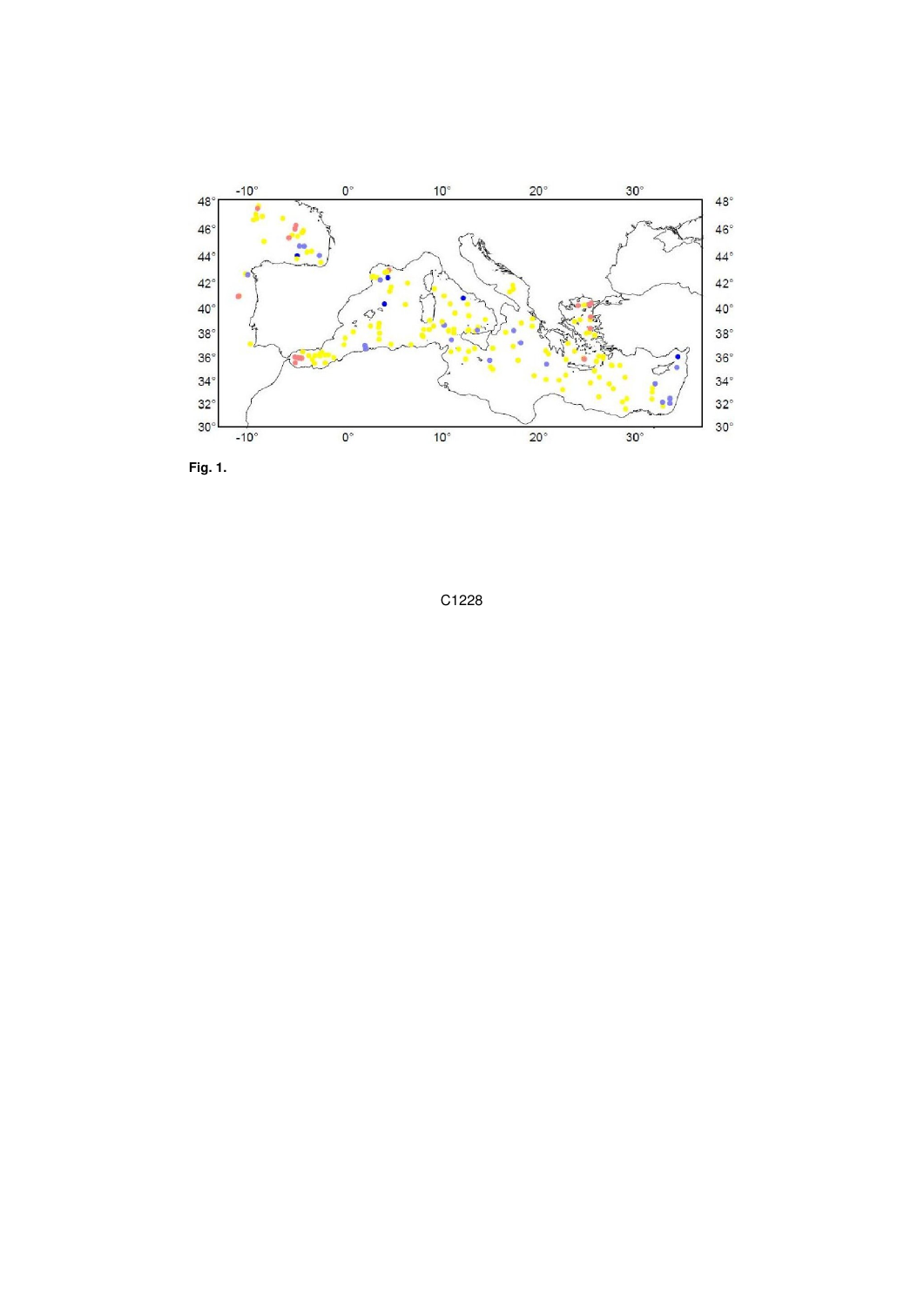-10° 0° 10° 20° 30°

48° 46° 44° 42° 40° 38° 36° 34° 32° 30°

48° 46° 44° 42° 40° 38° 36° 34° 32° 30°

-10° 0° 10° 20° 30°

**Fig. 1.**